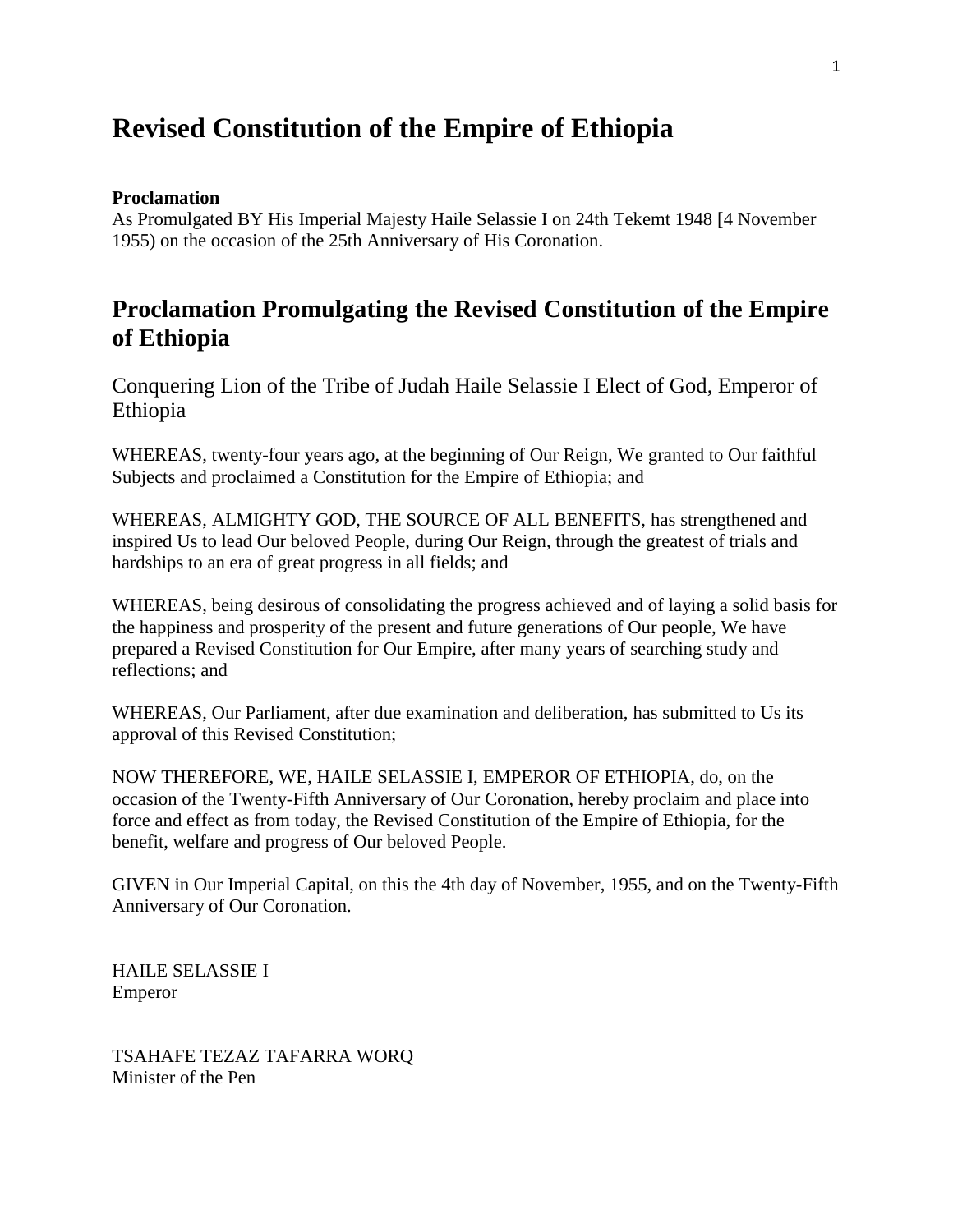# Revised Constitution of the Empire of Ethiopia

**Proclamation**
As Promulgated BY His Imperial Majesty Haile Selassie I on 24th Tekemt 1948 [4 November 1955) on the occasion of the 25th Anniversary of His Coronation.

## Proclamation Promulgating the Revised Constitution of the Empire of Ethiopia

### Conquering Lion of the Tribe of Judah Haile Selassie I Elect of God, Emperor of Ethiopia

WHEREAS, twenty-four years ago, at the beginning of Our Reign, We granted to Our faithful Subjects and proclaimed a Constitution for the Empire of Ethiopia; and

WHEREAS, ALMIGHTY GOD, THE SOURCE OF ALL BENEFITS, has strengthened and inspired Us to lead Our beloved People, during Our Reign, through the greatest of trials and hardships to an era of great progress in all fields; and

WHEREAS, being desirous of consolidating the progress achieved and of laying a solid basis for the happiness and prosperity of the present and future generations of Our people, We have prepared a Revised Constitution for Our Empire, after many years of searching study and reflections; and

WHEREAS, Our Parliament, after due examination and deliberation, has submitted to Us its approval of this Revised Constitution;

NOW THEREFORE, WE, HAILE SELASSIE I, EMPEROR OF ETHIOPIA, do, on the occasion of the Twenty-Fifth Anniversary of Our Coronation, hereby proclaim and place into force and effect as from today, the Revised Constitution of the Empire of Ethiopia, for the benefit, welfare and progress of Our beloved People.

GIVEN in Our Imperial Capital, on this the 4th day of November, 1955, and on the Twenty-Fifth Anniversary of Our Coronation.

HAILE SELASSIE I
Emperor

TSAHAFE TEZAZ TAFARRA WORQ
Minister of the Pen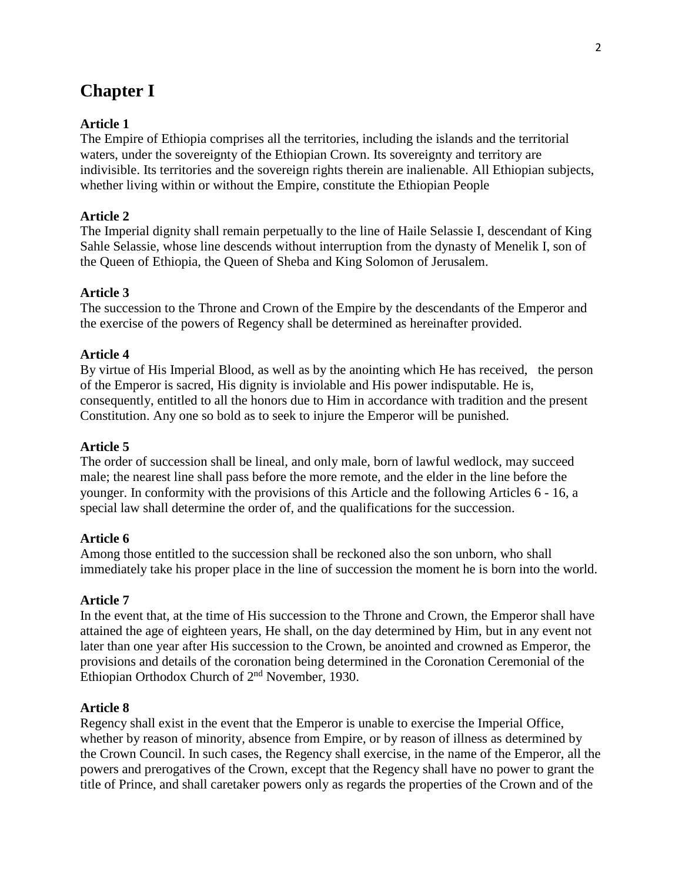# Chapter I

**Article 1**
The Empire of Ethiopia comprises all the territories, including the islands and the territorial waters, under the sovereignty of the Ethiopian Crown. Its sovereignty and territory are indivisible. Its territories and the sovereign rights therein are inalienable. All Ethiopian subjects, whether living within or without the Empire, constitute the Ethiopian People

**Article 2**
The Imperial dignity shall remain perpetually to the line of Haile Selassie I, descendant of King Sahle Selassie, whose line descends without interruption from the dynasty of Menelik I, son of the Queen of Ethiopia, the Queen of Sheba and King Solomon of Jerusalem.

**Article 3**
The succession to the Throne and Crown of the Empire by the descendants of the Emperor and the exercise of the powers of Regency shall be determined as hereinafter provided.

**Article 4**
By virtue of His Imperial Blood, as well as by the anointing which He has received, the person of the Emperor is sacred, His dignity is inviolable and His power indisputable. He is, consequently, entitled to all the honors due to Him in accordance with tradition and the present Constitution. Any one so bold as to seek to injure the Emperor will be punished.

**Article 5**
The order of succession shall be lineal, and only male, born of lawful wedlock, may succeed male; the nearest line shall pass before the more remote, and the elder in the line before the younger. In conformity with the provisions of this Article and the following Articles 6 - 16, a special law shall determine the order of, and the qualifications for the succession.

**Article 6**
Among those entitled to the succession shall be reckoned also the son unborn, who shall immediately take his proper place in the line of succession the moment he is born into the world.

**Article 7**
In the event that, at the time of His succession to the Throne and Crown, the Emperor shall have attained the age of eighteen years, He shall, on the day determined by Him, but in any event not later than one year after His succession to the Crown, be anointed and crowned as Emperor, the provisions and details of the coronation being determined in the Coronation Ceremonial of the Ethiopian Orthodox Church of 2nd November, 1930.

**Article 8**
Regency shall exist in the event that the Emperor is unable to exercise the Imperial Office, whether by reason of minority, absence from Empire, or by reason of illness as determined by the Crown Council. In such cases, the Regency shall exercise, in the name of the Emperor, all the powers and prerogatives of the Crown, except that the Regency shall have no power to grant the title of Prince, and shall caretaker powers only as regards the properties of the Crown and of the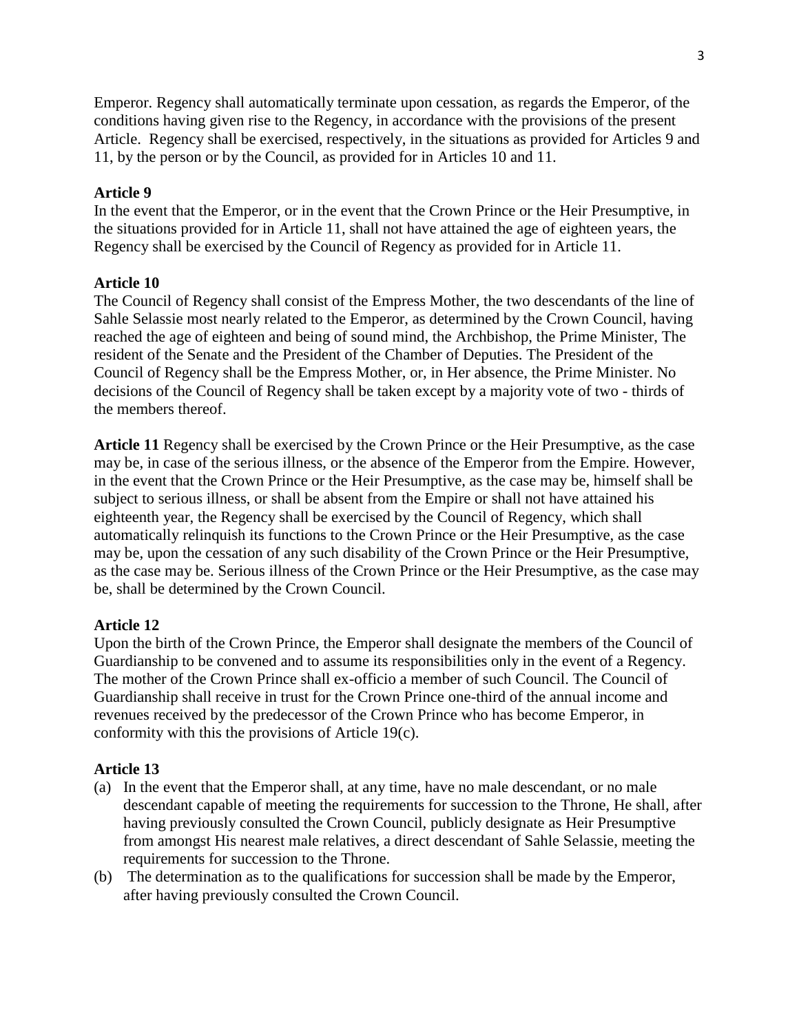Emperor. Regency shall automatically terminate upon cessation, as regards the Emperor, of the conditions having given rise to the Regency, in accordance with the provisions of the present Article. Regency shall be exercised, respectively, in the situations as provided for Articles 9 and 11, by the person or by the Council, as provided for in Articles 10 and 11.

**Article 9**
In the event that the Emperor, or in the event that the Crown Prince or the Heir Presumptive, in the situations provided for in Article 11, shall not have attained the age of eighteen years, the Regency shall be exercised by the Council of Regency as provided for in Article 11.

**Article 10**
The Council of Regency shall consist of the Empress Mother, the two descendants of the line of Sahle Selassie most nearly related to the Emperor, as determined by the Crown Council, having reached the age of eighteen and being of sound mind, the Archbishop, the Prime Minister, The resident of the Senate and the President of the Chamber of Deputies. The President of the Council of Regency shall be the Empress Mother, or, in Her absence, the Prime Minister. No decisions of the Council of Regency shall be taken except by a majority vote of two - thirds of the members thereof.

**Article 11** Regency shall be exercised by the Crown Prince or the Heir Presumptive, as the case may be, in case of the serious illness, or the absence of the Emperor from the Empire. However, in the event that the Crown Prince or the Heir Presumptive, as the case may be, himself shall be subject to serious illness, or shall be absent from the Empire or shall not have attained his eighteenth year, the Regency shall be exercised by the Council of Regency, which shall automatically relinquish its functions to the Crown Prince or the Heir Presumptive, as the case may be, upon the cessation of any such disability of the Crown Prince or the Heir Presumptive, as the case may be. Serious illness of the Crown Prince or the Heir Presumptive, as the case may be, shall be determined by the Crown Council.

**Article 12**
Upon the birth of the Crown Prince, the Emperor shall designate the members of the Council of Guardianship to be convened and to assume its responsibilities only in the event of a Regency. The mother of the Crown Prince shall ex-officio a member of such Council. The Council of Guardianship shall receive in trust for the Crown Prince one-third of the annual income and revenues received by the predecessor of the Crown Prince who has become Emperor, in conformity with this the provisions of Article 19(c).

**Article 13**

(a) In the event that the Emperor shall, at any time, have no male descendant, or no male descendant capable of meeting the requirements for succession to the Throne, He shall, after having previously consulted the Crown Council, publicly designate as Heir Presumptive from amongst His nearest male relatives, a direct descendant of Sahle Selassie, meeting the requirements for succession to the Throne.

(b) The determination as to the qualifications for succession shall be made by the Emperor, after having previously consulted the Crown Council.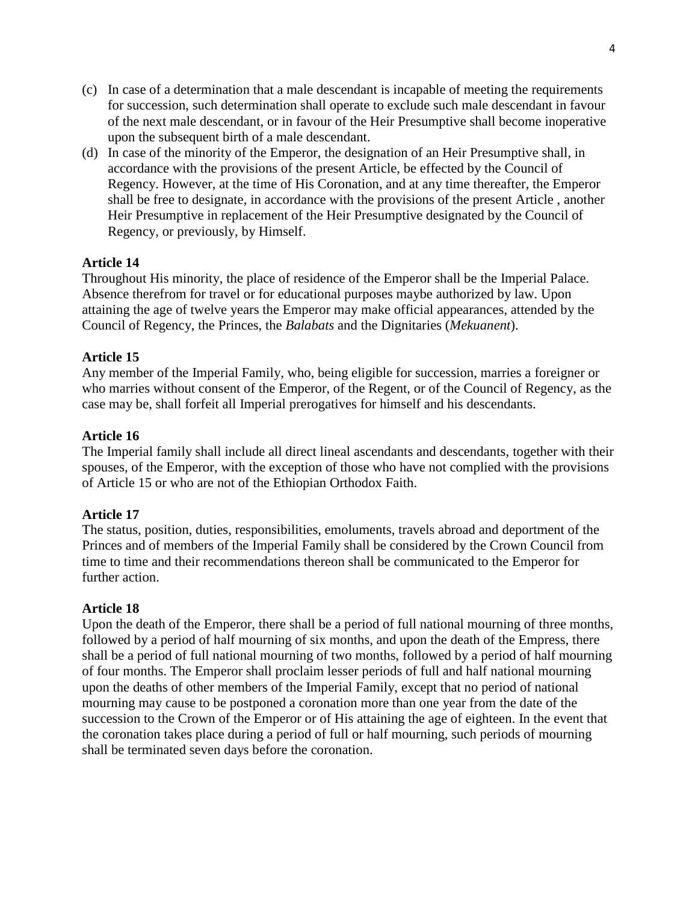(c) In case of a determination that a male descendant is incapable of meeting the requirements for succession, such determination shall operate to exclude such male descendant in favour of the next male descendant, or in favour of the Heir Presumptive shall become inoperative upon the subsequent birth of a male descendant.

(d) In case of the minority of the Emperor, the designation of an Heir Presumptive shall, in accordance with the provisions of the present Article, be effected by the Council of Regency. However, at the time of His Coronation, and at any time thereafter, the Emperor shall be free to designate, in accordance with the provisions of the present Article , another Heir Presumptive in replacement of the Heir Presumptive designated by the Council of Regency, or previously, by Himself.

**Article 14**

Throughout His minority, the place of residence of the Emperor shall be the Imperial Palace. Absence therefrom for travel or for educational purposes maybe authorized by law. Upon attaining the age of twelve years the Emperor may make official appearances, attended by the Council of Regency, the Princes, the *Balabats* and the Dignitaries (*Mekuanent*).

**Article 15**

Any member of the Imperial Family, who, being eligible for succession, marries a foreigner or who marries without consent of the Emperor, of the Regent, or of the Council of Regency, as the case may be, shall forfeit all Imperial prerogatives for himself and his descendants.

**Article 16**

The Imperial family shall include all direct lineal ascendants and descendants, together with their spouses, of the Emperor, with the exception of those who have not complied with the provisions of Article 15 or who are not of the Ethiopian Orthodox Faith.

**Article 17**

The status, position, duties, responsibilities, emoluments, travels abroad and deportment of the Princes and of members of the Imperial Family shall be considered by the Crown Council from time to time and their recommendations thereon shall be communicated to the Emperor for further action.

**Article 18**

Upon the death of the Emperor, there shall be a period of full national mourning of three months, followed by a period of half mourning of six months, and upon the death of the Empress, there shall be a period of full national mourning of two months, followed by a period of half mourning of four months. The Emperor shall proclaim lesser periods of full and half national mourning upon the deaths of other members of the Imperial Family, except that no period of national mourning may cause to be postponed a coronation more than one year from the date of the succession to the Crown of the Emperor or of His attaining the age of eighteen. In the event that the coronation takes place during a period of full or half mourning, such periods of mourning shall be terminated seven days before the coronation.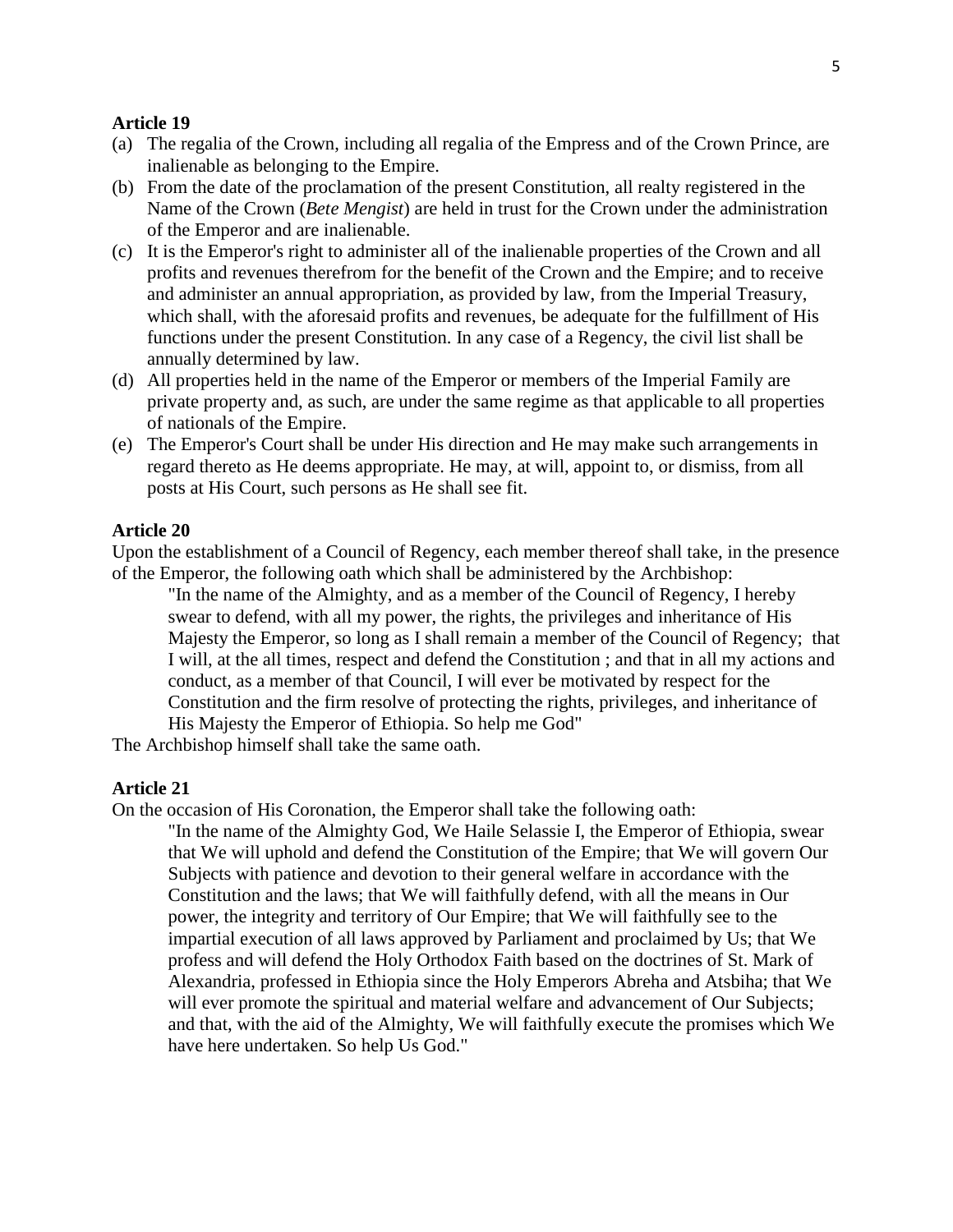**Article 19**

(a) The regalia of the Crown, including all regalia of the Empress and of the Crown Prince, are inalienable as belonging to the Empire.

(b) From the date of the proclamation of the present Constitution, all realty registered in the Name of the Crown (*Bete Mengist*) are held in trust for the Crown under the administration of the Emperor and are inalienable.

(c) It is the Emperor's right to administer all of the inalienable properties of the Crown and all profits and revenues therefrom for the benefit of the Crown and the Empire; and to receive and administer an annual appropriation, as provided by law, from the Imperial Treasury, which shall, with the aforesaid profits and revenues, be adequate for the fulfillment of His functions under the present Constitution. In any case of a Regency, the civil list shall be annually determined by law.

(d) All properties held in the name of the Emperor or members of the Imperial Family are private property and, as such, are under the same regime as that applicable to all properties of nationals of the Empire.

(e) The Emperor's Court shall be under His direction and He may make such arrangements in regard thereto as He deems appropriate. He may, at will, appoint to, or dismiss, from all posts at His Court, such persons as He shall see fit.

**Article 20**

Upon the establishment of a Council of Regency, each member thereof shall take, in the presence of the Emperor, the following oath which shall be administered by the Archbishop:

> "In the name of the Almighty, and as a member of the Council of Regency, I hereby swear to defend, with all my power, the rights, the privileges and inheritance of His Majesty the Emperor, so long as I shall remain a member of the Council of Regency; that I will, at the all times, respect and defend the Constitution ; and that in all my actions and conduct, as a member of that Council, I will ever be motivated by respect for the Constitution and the firm resolve of protecting the rights, privileges, and inheritance of His Majesty the Emperor of Ethiopia. So help me God"

The Archbishop himself shall take the same oath.

**Article 21**

On the occasion of His Coronation, the Emperor shall take the following oath:

> "In the name of the Almighty God, We Haile Selassie I, the Emperor of Ethiopia, swear that We will uphold and defend the Constitution of the Empire; that We will govern Our Subjects with patience and devotion to their general welfare in accordance with the Constitution and the laws; that We will faithfully defend, with all the means in Our power, the integrity and territory of Our Empire; that We will faithfully see to the impartial execution of all laws approved by Parliament and proclaimed by Us; that We profess and will defend the Holy Orthodox Faith based on the doctrines of St. Mark of Alexandria, professed in Ethiopia since the Holy Emperors Abreha and Atsbiha; that We will ever promote the spiritual and material welfare and advancement of Our Subjects; and that, with the aid of the Almighty, We will faithfully execute the promises which We have here undertaken. So help Us God."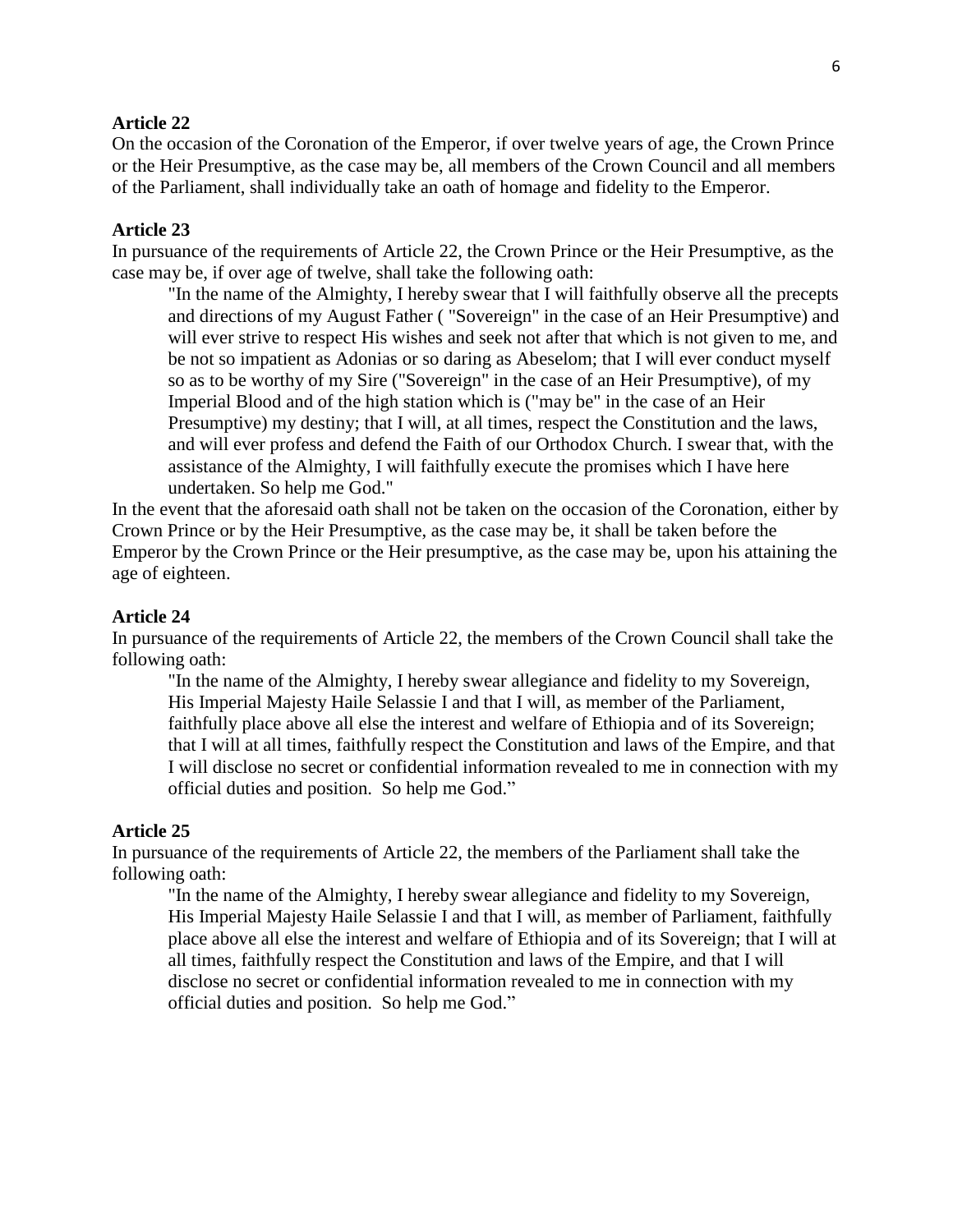**Article 22**

On the occasion of the Coronation of the Emperor, if over twelve years of age, the Crown Prince or the Heir Presumptive, as the case may be, all members of the Crown Council and all members of the Parliament, shall individually take an oath of homage and fidelity to the Emperor.

**Article 23**

In pursuance of the requirements of Article 22, the Crown Prince or the Heir Presumptive, as the case may be, if over age of twelve, shall take the following oath:

> "In the name of the Almighty, I hereby swear that I will faithfully observe all the precepts and directions of my August Father ( "Sovereign" in the case of an Heir Presumptive) and will ever strive to respect His wishes and seek not after that which is not given to me, and be not so impatient as Adonias or so daring as Abeselom; that I will ever conduct myself so as to be worthy of my Sire ("Sovereign" in the case of an Heir Presumptive), of my Imperial Blood and of the high station which is ("may be" in the case of an Heir Presumptive) my destiny; that I will, at all times, respect the Constitution and the laws, and will ever profess and defend the Faith of our Orthodox Church. I swear that, with the assistance of the Almighty, I will faithfully execute the promises which I have here undertaken. So help me God."

In the event that the aforesaid oath shall not be taken on the occasion of the Coronation, either by Crown Prince or by the Heir Presumptive, as the case may be, it shall be taken before the Emperor by the Crown Prince or the Heir presumptive, as the case may be, upon his attaining the age of eighteen.

**Article 24**

In pursuance of the requirements of Article 22, the members of the Crown Council shall take the following oath:

> "In the name of the Almighty, I hereby swear allegiance and fidelity to my Sovereign, His Imperial Majesty Haile Selassie I and that I will, as member of the Parliament, faithfully place above all else the interest and welfare of Ethiopia and of its Sovereign; that I will at all times, faithfully respect the Constitution and laws of the Empire, and that I will disclose no secret or confidential information revealed to me in connection with my official duties and position. So help me God."

**Article 25**

In pursuance of the requirements of Article 22, the members of the Parliament shall take the following oath:

> "In the name of the Almighty, I hereby swear allegiance and fidelity to my Sovereign, His Imperial Majesty Haile Selassie I and that I will, as member of Parliament, faithfully place above all else the interest and welfare of Ethiopia and of its Sovereign; that I will at all times, faithfully respect the Constitution and laws of the Empire, and that I will disclose no secret or confidential information revealed to me in connection with my official duties and position. So help me God."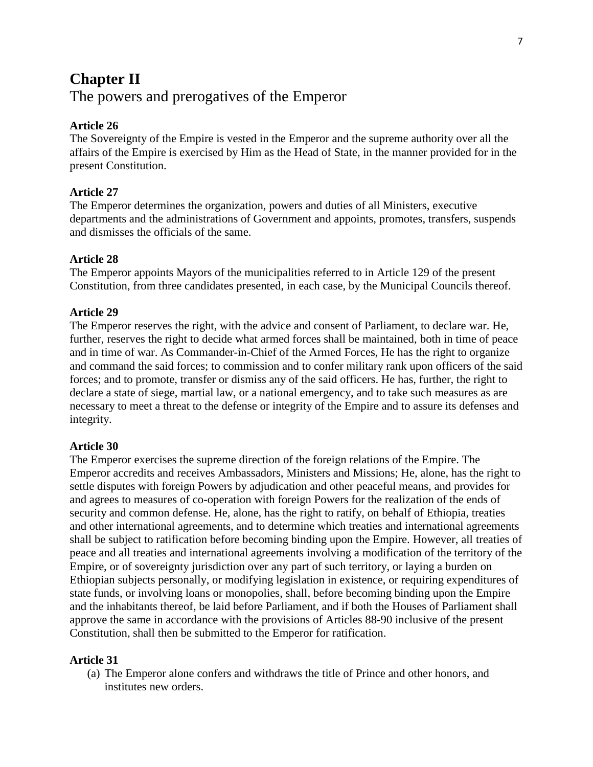# Chapter II

The powers and prerogatives of the Emperor

### Article 26

The Sovereignty of the Empire is vested in the Emperor and the supreme authority over all the affairs of the Empire is exercised by Him as the Head of State, in the manner provided for in the present Constitution.

### Article 27

The Emperor determines the organization, powers and duties of all Ministers, executive departments and the administrations of Government and appoints, promotes, transfers, suspends and dismisses the officials of the same.

### Article 28

The Emperor appoints Mayors of the municipalities referred to in Article 129 of the present Constitution, from three candidates presented, in each case, by the Municipal Councils thereof.

### Article 29

The Emperor reserves the right, with the advice and consent of Parliament, to declare war. He, further, reserves the right to decide what armed forces shall be maintained, both in time of peace and in time of war. As Commander-in-Chief of the Armed Forces, He has the right to organize and command the said forces; to commission and to confer military rank upon officers of the said forces; and to promote, transfer or dismiss any of the said officers. He has, further, the right to declare a state of siege, martial law, or a national emergency, and to take such measures as are necessary to meet a threat to the defense or integrity of the Empire and to assure its defenses and integrity.

### Article 30

The Emperor exercises the supreme direction of the foreign relations of the Empire. The Emperor accredits and receives Ambassadors, Ministers and Missions; He, alone, has the right to settle disputes with foreign Powers by adjudication and other peaceful means, and provides for and agrees to measures of co-operation with foreign Powers for the realization of the ends of security and common defense. He, alone, has the right to ratify, on behalf of Ethiopia, treaties and other international agreements, and to determine which treaties and international agreements shall be subject to ratification before becoming binding upon the Empire. However, all treaties of peace and all treaties and international agreements involving a modification of the territory of the Empire, or of sovereignty jurisdiction over any part of such territory, or laying a burden on Ethiopian subjects personally, or modifying legislation in existence, or requiring expenditures of state funds, or involving loans or monopolies, shall, before becoming binding upon the Empire and the inhabitants thereof, be laid before Parliament, and if both the Houses of Parliament shall approve the same in accordance with the provisions of Articles 88-90 inclusive of the present Constitution, shall then be submitted to the Emperor for ratification.

### Article 31

(a) The Emperor alone confers and withdraws the title of Prince and other honors, and institutes new orders.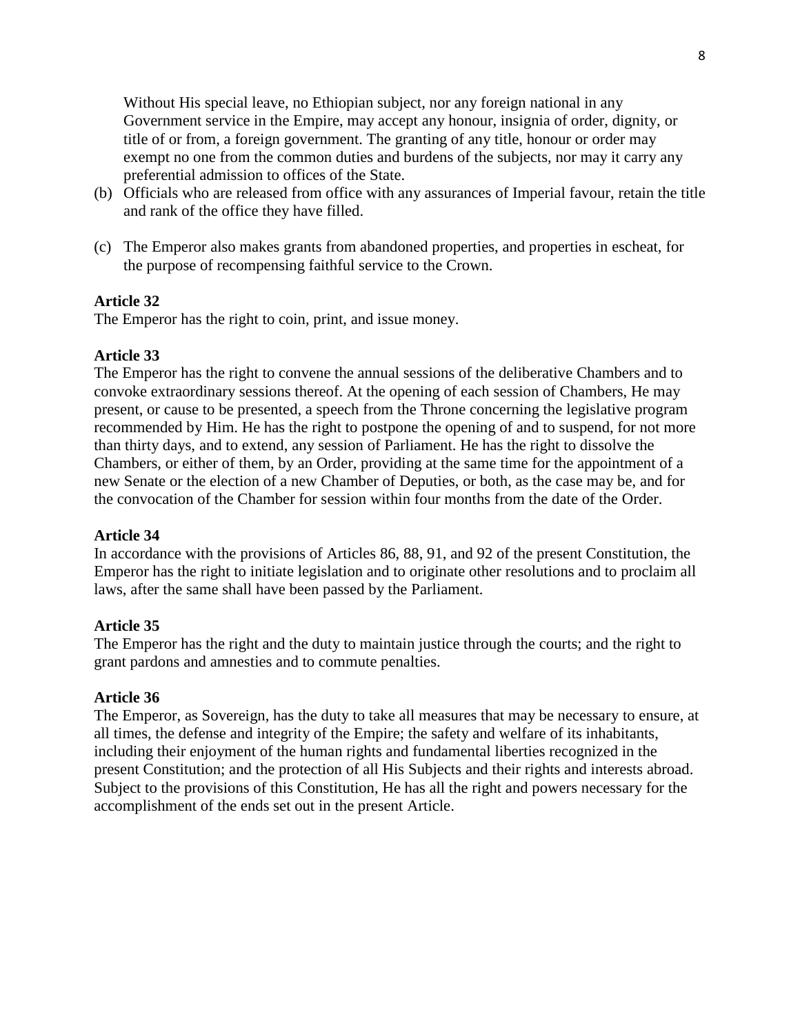Without His special leave, no Ethiopian subject, nor any foreign national in any Government service in the Empire, may accept any honour, insignia of order, dignity, or title of or from, a foreign government. The granting of any title, honour or order may exempt no one from the common duties and burdens of the subjects, nor may it carry any preferential admission to offices of the State.

(b) Officials who are released from office with any assurances of Imperial favour, retain the title and rank of the office they have filled.

(c) The Emperor also makes grants from abandoned properties, and properties in escheat, for the purpose of recompensing faithful service to the Crown.

**Article 32**
The Emperor has the right to coin, print, and issue money.

**Article 33**
The Emperor has the right to convene the annual sessions of the deliberative Chambers and to convoke extraordinary sessions thereof. At the opening of each session of Chambers, He may present, or cause to be presented, a speech from the Throne concerning the legislative program recommended by Him. He has the right to postpone the opening of and to suspend, for not more than thirty days, and to extend, any session of Parliament. He has the right to dissolve the Chambers, or either of them, by an Order, providing at the same time for the appointment of a new Senate or the election of a new Chamber of Deputies, or both, as the case may be, and for the convocation of the Chamber for session within four months from the date of the Order.

**Article 34**
In accordance with the provisions of Articles 86, 88, 91, and 92 of the present Constitution, the Emperor has the right to initiate legislation and to originate other resolutions and to proclaim all laws, after the same shall have been passed by the Parliament.

**Article 35**
The Emperor has the right and the duty to maintain justice through the courts; and the right to grant pardons and amnesties and to commute penalties.

**Article 36**
The Emperor, as Sovereign, has the duty to take all measures that may be necessary to ensure, at all times, the defense and integrity of the Empire; the safety and welfare of its inhabitants, including their enjoyment of the human rights and fundamental liberties recognized in the present Constitution; and the protection of all His Subjects and their rights and interests abroad. Subject to the provisions of this Constitution, He has all the right and powers necessary for the accomplishment of the ends set out in the present Article.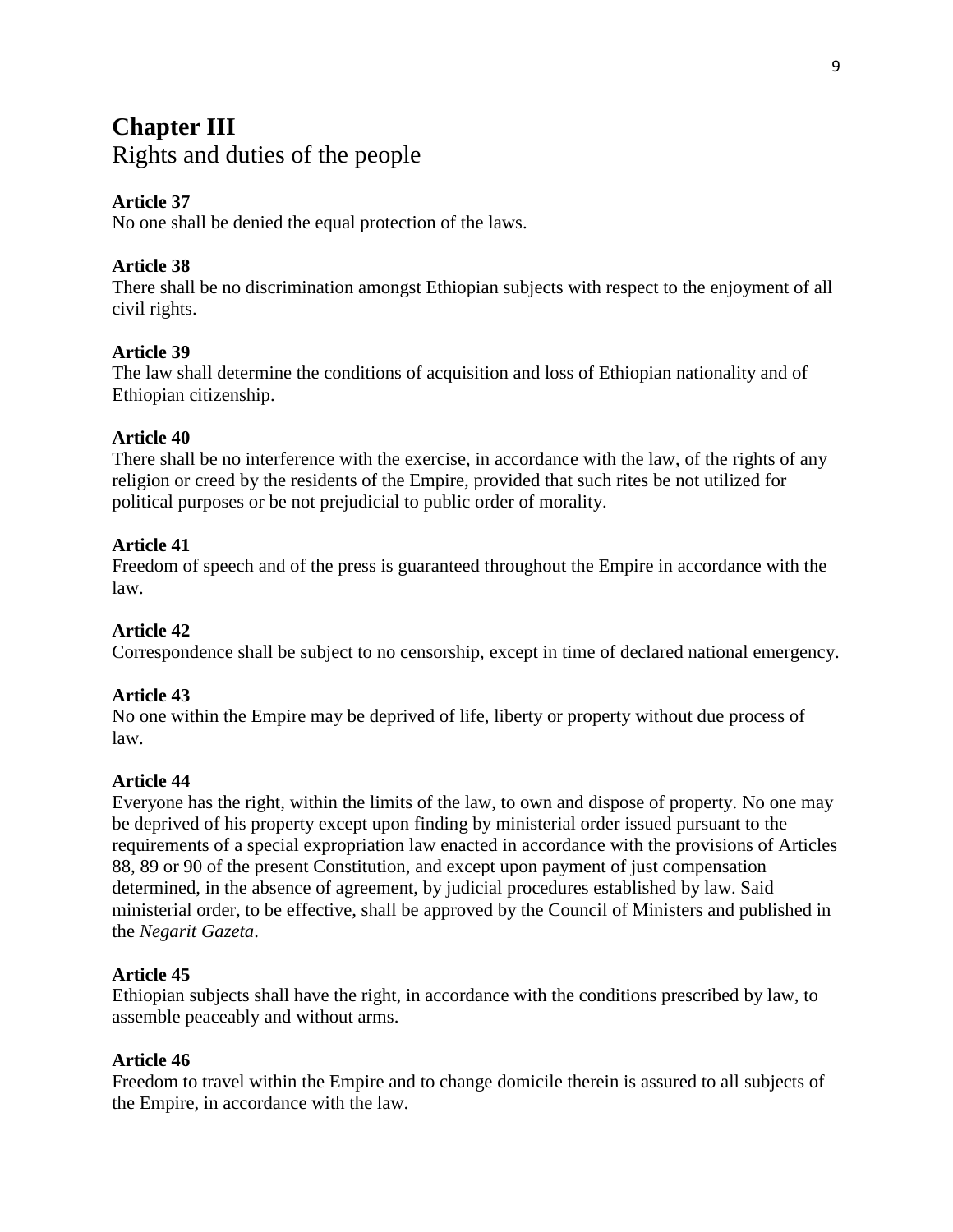# Chapter III

Rights and duties of the people

**Article 37**
No one shall be denied the equal protection of the laws.

**Article 38**
There shall be no discrimination amongst Ethiopian subjects with respect to the enjoyment of all civil rights.

**Article 39**
The law shall determine the conditions of acquisition and loss of Ethiopian nationality and of Ethiopian citizenship.

**Article 40**
There shall be no interference with the exercise, in accordance with the law, of the rights of any religion or creed by the residents of the Empire, provided that such rites be not utilized for political purposes or be not prejudicial to public order of morality.

**Article 41**
Freedom of speech and of the press is guaranteed throughout the Empire in accordance with the law.

**Article 42**
Correspondence shall be subject to no censorship, except in time of declared national emergency.

**Article 43**
No one within the Empire may be deprived of life, liberty or property without due process of law.

**Article 44**
Everyone has the right, within the limits of the law, to own and dispose of property. No one may be deprived of his property except upon finding by ministerial order issued pursuant to the requirements of a special expropriation law enacted in accordance with the provisions of Articles 88, 89 or 90 of the present Constitution, and except upon payment of just compensation determined, in the absence of agreement, by judicial procedures established by law. Said ministerial order, to be effective, shall be approved by the Council of Ministers and published in the *Negarit Gazeta*.

**Article 45**
Ethiopian subjects shall have the right, in accordance with the conditions prescribed by law, to assemble peaceably and without arms.

**Article 46**
Freedom to travel within the Empire and to change domicile therein is assured to all subjects of the Empire, in accordance with the law.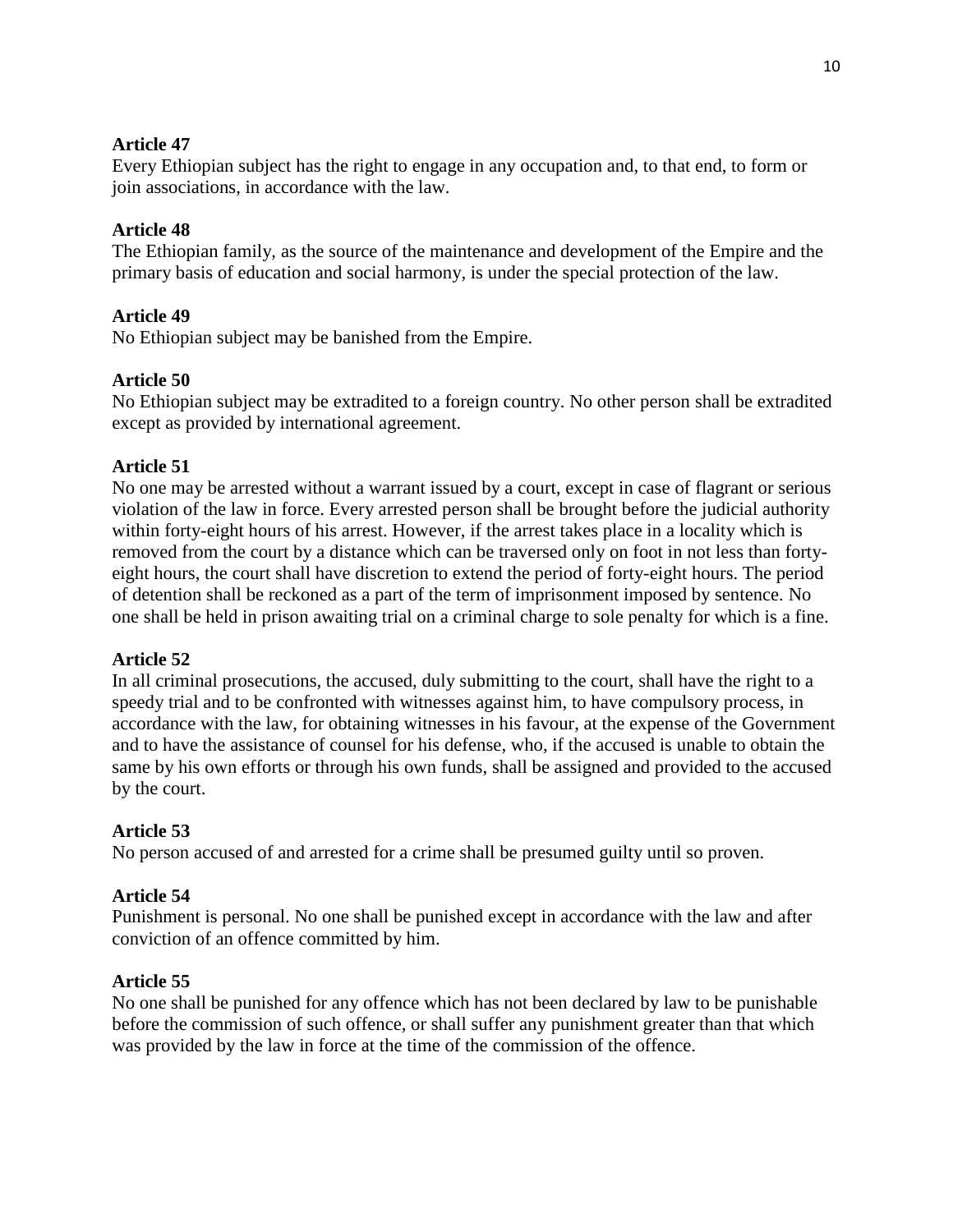**Article 47**

Every Ethiopian subject has the right to engage in any occupation and, to that end, to form or join associations, in accordance with the law.

**Article 48**

The Ethiopian family, as the source of the maintenance and development of the Empire and the primary basis of education and social harmony, is under the special protection of the law.

**Article 49**

No Ethiopian subject may be banished from the Empire.

**Article 50**

No Ethiopian subject may be extradited to a foreign country. No other person shall be extradited except as provided by international agreement.

**Article 51**

No one may be arrested without a warrant issued by a court, except in case of flagrant or serious violation of the law in force. Every arrested person shall be brought before the judicial authority within forty-eight hours of his arrest. However, if the arrest takes place in a locality which is removed from the court by a distance which can be traversed only on foot in not less than forty-eight hours, the court shall have discretion to extend the period of forty-eight hours. The period of detention shall be reckoned as a part of the term of imprisonment imposed by sentence. No one shall be held in prison awaiting trial on a criminal charge to sole penalty for which is a fine.

**Article 52**

In all criminal prosecutions, the accused, duly submitting to the court, shall have the right to a speedy trial and to be confronted with witnesses against him, to have compulsory process, in accordance with the law, for obtaining witnesses in his favour, at the expense of the Government and to have the assistance of counsel for his defense, who, if the accused is unable to obtain the same by his own efforts or through his own funds, shall be assigned and provided to the accused by the court.

**Article 53**

No person accused of and arrested for a crime shall be presumed guilty until so proven.

**Article 54**

Punishment is personal. No one shall be punished except in accordance with the law and after conviction of an offence committed by him.

**Article 55**

No one shall be punished for any offence which has not been declared by law to be punishable before the commission of such offence, or shall suffer any punishment greater than that which was provided by the law in force at the time of the commission of the offence.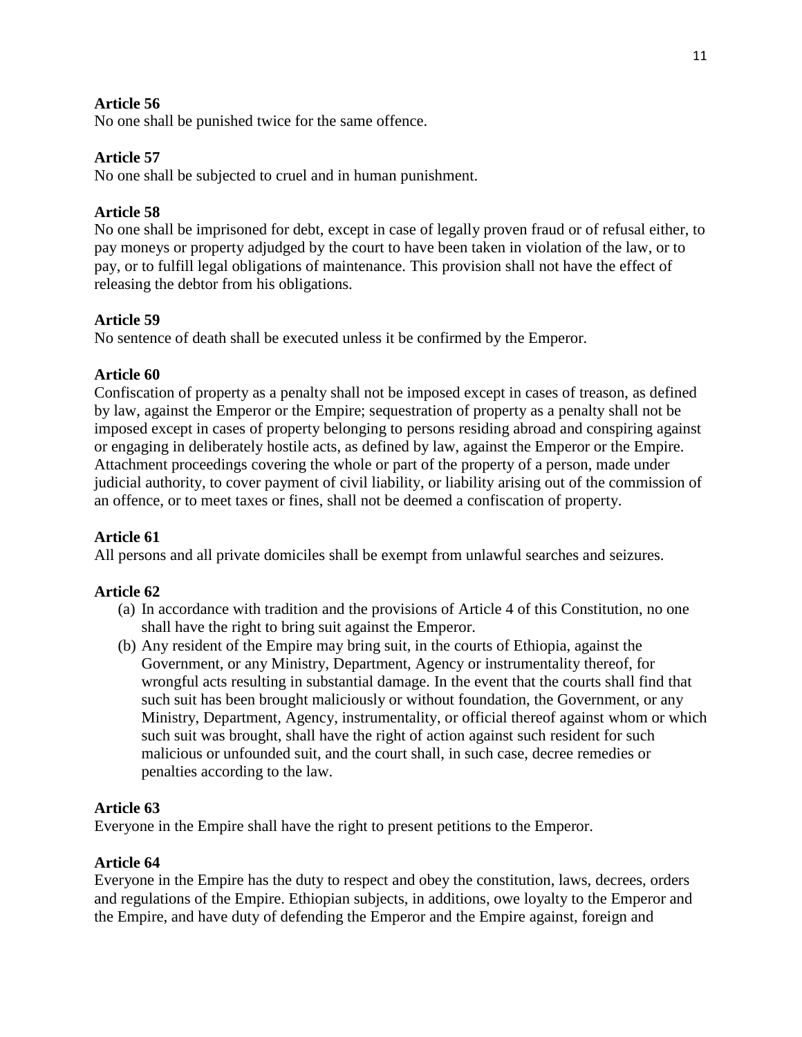**Article 56**
No one shall be punished twice for the same offence.

**Article 57**
No one shall be subjected to cruel and in human punishment.

**Article 58**
No one shall be imprisoned for debt, except in case of legally proven fraud or of refusal either, to pay moneys or property adjudged by the court to have been taken in violation of the law, or to pay, or to fulfill legal obligations of maintenance. This provision shall not have the effect of releasing the debtor from his obligations.

**Article 59**
No sentence of death shall be executed unless it be confirmed by the Emperor.

**Article 60**
Confiscation of property as a penalty shall not be imposed except in cases of treason, as defined by law, against the Emperor or the Empire; sequestration of property as a penalty shall not be imposed except in cases of property belonging to persons residing abroad and conspiring against or engaging in deliberately hostile acts, as defined by law, against the Emperor or the Empire. Attachment proceedings covering the whole or part of the property of a person, made under judicial authority, to cover payment of civil liability, or liability arising out of the commission of an offence, or to meet taxes or fines, shall not be deemed a confiscation of property.

**Article 61**
All persons and all private domiciles shall be exempt from unlawful searches and seizures.

**Article 62**

(a) In accordance with tradition and the provisions of Article 4 of this Constitution, no one shall have the right to bring suit against the Emperor.

(b) Any resident of the Empire may bring suit, in the courts of Ethiopia, against the Government, or any Ministry, Department, Agency or instrumentality thereof, for wrongful acts resulting in substantial damage. In the event that the courts shall find that such suit has been brought maliciously or without foundation, the Government, or any Ministry, Department, Agency, instrumentality, or official thereof against whom or which such suit was brought, shall have the right of action against such resident for such malicious or unfounded suit, and the court shall, in such case, decree remedies or penalties according to the law.

**Article 63**
Everyone in the Empire shall have the right to present petitions to the Emperor.

**Article 64**
Everyone in the Empire has the duty to respect and obey the constitution, laws, decrees, orders and regulations of the Empire. Ethiopian subjects, in additions, owe loyalty to the Emperor and the Empire, and have duty of defending the Emperor and the Empire against, foreign and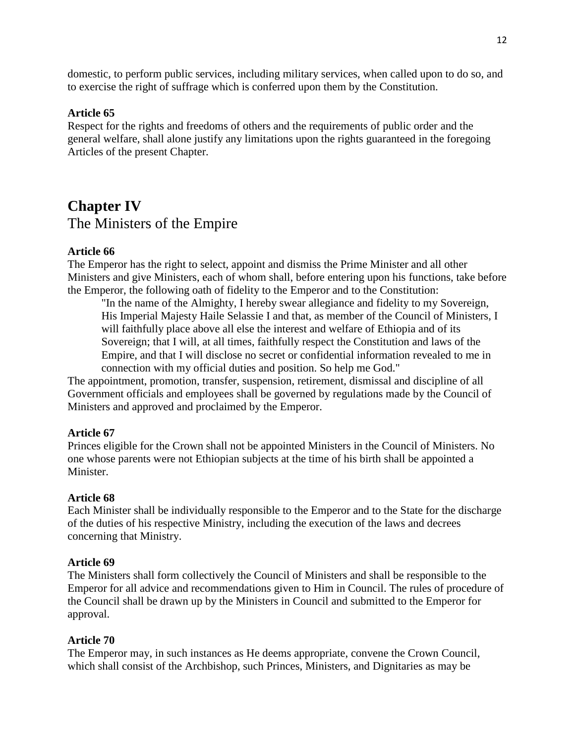domestic, to perform public services, including military services, when called upon to do so, and to exercise the right of suffrage which is conferred upon them by the Constitution.

**Article 65**

Respect for the rights and freedoms of others and the requirements of public order and the general welfare, shall alone justify any limitations upon the rights guaranteed in the foregoing Articles of the present Chapter.

## Chapter IV
The Ministers of the Empire

**Article 66**

The Emperor has the right to select, appoint and dismiss the Prime Minister and all other Ministers and give Ministers, each of whom shall, before entering upon his functions, take before the Emperor, the following oath of fidelity to the Emperor and to the Constitution:

> "In the name of the Almighty, I hereby swear allegiance and fidelity to my Sovereign, His Imperial Majesty Haile Selassie I and that, as member of the Council of Ministers, I will faithfully place above all else the interest and welfare of Ethiopia and of its Sovereign; that I will, at all times, faithfully respect the Constitution and laws of the Empire, and that I will disclose no secret or confidential information revealed to me in connection with my official duties and position. So help me God."

The appointment, promotion, transfer, suspension, retirement, dismissal and discipline of all Government officials and employees shall be governed by regulations made by the Council of Ministers and approved and proclaimed by the Emperor.

**Article 67**

Princes eligible for the Crown shall not be appointed Ministers in the Council of Ministers. No one whose parents were not Ethiopian subjects at the time of his birth shall be appointed a Minister.

**Article 68**

Each Minister shall be individually responsible to the Emperor and to the State for the discharge of the duties of his respective Ministry, including the execution of the laws and decrees concerning that Ministry.

**Article 69**

The Ministers shall form collectively the Council of Ministers and shall be responsible to the Emperor for all advice and recommendations given to Him in Council. The rules of procedure of the Council shall be drawn up by the Ministers in Council and submitted to the Emperor for approval.

**Article 70**

The Emperor may, in such instances as He deems appropriate, convene the Crown Council, which shall consist of the Archbishop, such Princes, Ministers, and Dignitaries as may be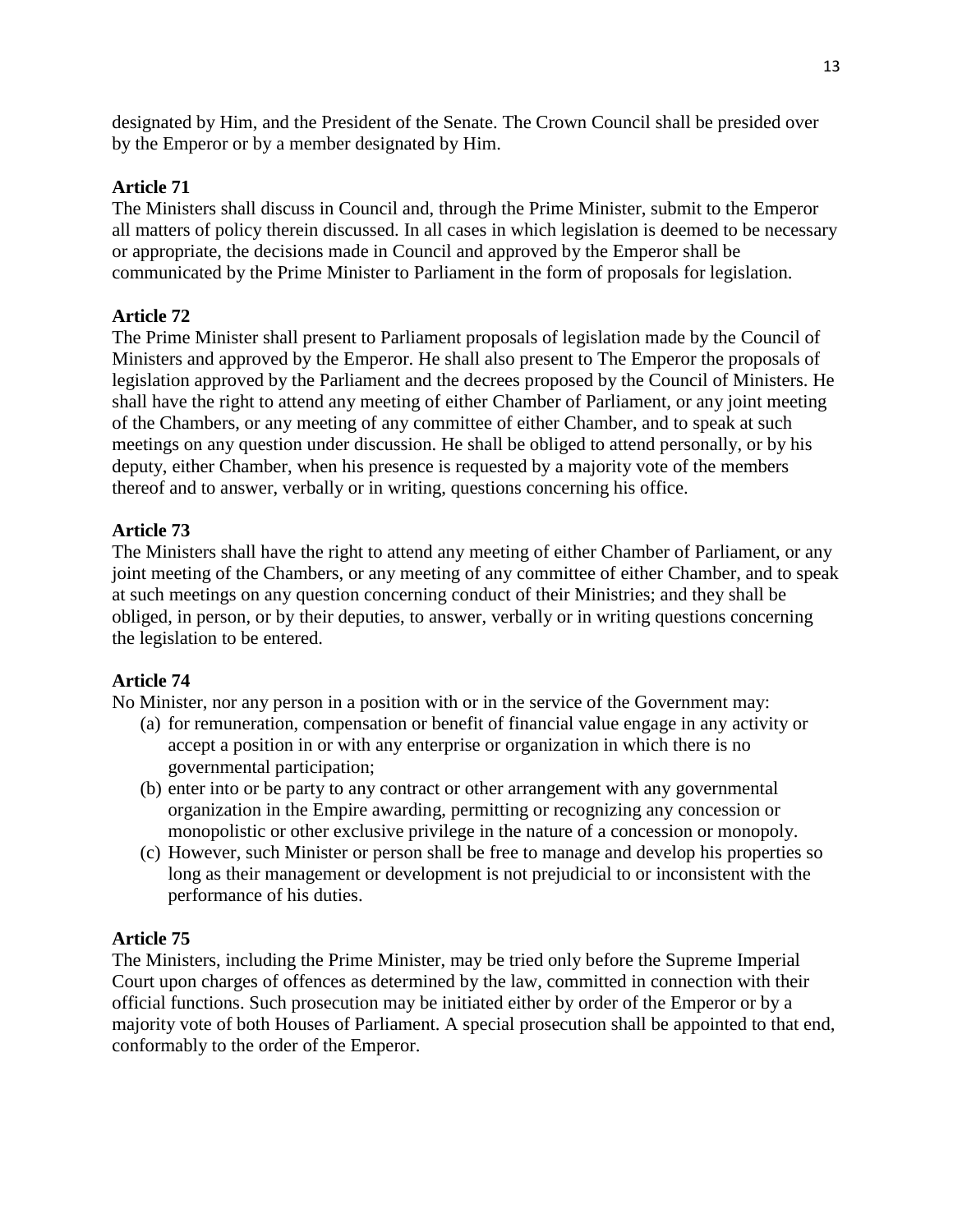designated by Him, and the President of the Senate. The Crown Council shall be presided over by the Emperor or by a member designated by Him.

**Article 71**

The Ministers shall discuss in Council and, through the Prime Minister, submit to the Emperor all matters of policy therein discussed. In all cases in which legislation is deemed to be necessary or appropriate, the decisions made in Council and approved by the Emperor shall be communicated by the Prime Minister to Parliament in the form of proposals for legislation.

**Article 72**

The Prime Minister shall present to Parliament proposals of legislation made by the Council of Ministers and approved by the Emperor. He shall also present to The Emperor the proposals of legislation approved by the Parliament and the decrees proposed by the Council of Ministers. He shall have the right to attend any meeting of either Chamber of Parliament, or any joint meeting of the Chambers, or any meeting of any committee of either Chamber, and to speak at such meetings on any question under discussion. He shall be obliged to attend personally, or by his deputy, either Chamber, when his presence is requested by a majority vote of the members thereof and to answer, verbally or in writing, questions concerning his office.

**Article 73**

The Ministers shall have the right to attend any meeting of either Chamber of Parliament, or any joint meeting of the Chambers, or any meeting of any committee of either Chamber, and to speak at such meetings on any question concerning conduct of their Ministries; and they shall be obliged, in person, or by their deputies, to answer, verbally or in writing questions concerning the legislation to be entered.

**Article 74**

No Minister, nor any person in a position with or in the service of the Government may:

(a) for remuneration, compensation or benefit of financial value engage in any activity or accept a position in or with any enterprise or organization in which there is no governmental participation;

(b) enter into or be party to any contract or other arrangement with any governmental organization in the Empire awarding, permitting or recognizing any concession or monopolistic or other exclusive privilege in the nature of a concession or monopoly.

(c) However, such Minister or person shall be free to manage and develop his properties so long as their management or development is not prejudicial to or inconsistent with the performance of his duties.

**Article 75**

The Ministers, including the Prime Minister, may be tried only before the Supreme Imperial Court upon charges of offences as determined by the law, committed in connection with their official functions. Such prosecution may be initiated either by order of the Emperor or by a majority vote of both Houses of Parliament. A special prosecution shall be appointed to that end, conformably to the order of the Emperor.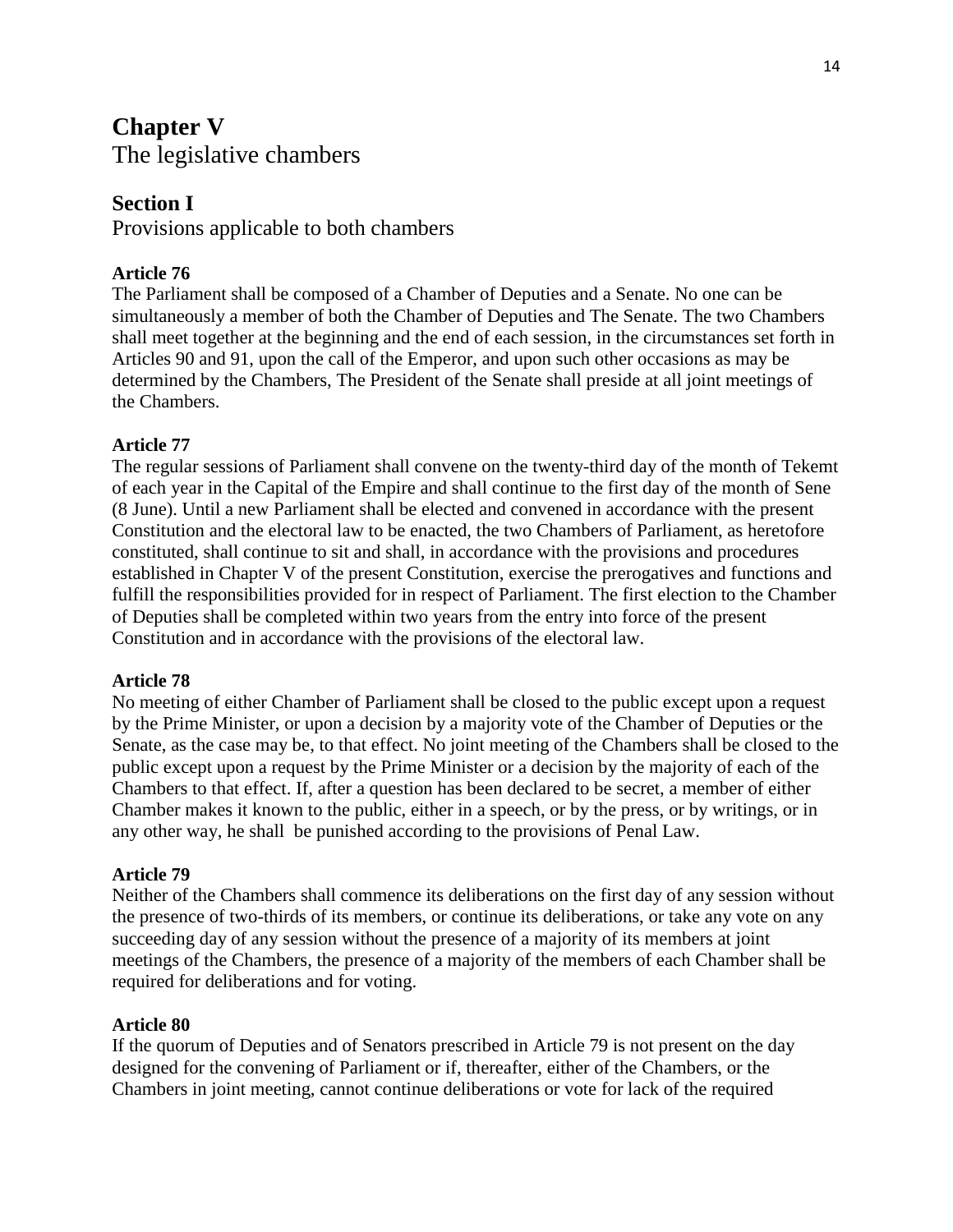# Chapter V
The legislative chambers

## Section I
Provisions applicable to both chambers

### Article 76
The Parliament shall be composed of a Chamber of Deputies and a Senate. No one can be simultaneously a member of both the Chamber of Deputies and The Senate. The two Chambers shall meet together at the beginning and the end of each session, in the circumstances set forth in Articles 90 and 91, upon the call of the Emperor, and upon such other occasions as may be determined by the Chambers, The President of the Senate shall preside at all joint meetings of the Chambers.

### Article 77
The regular sessions of Parliament shall convene on the twenty-third day of the month of Tekemt of each year in the Capital of the Empire and shall continue to the first day of the month of Sene (8 June). Until a new Parliament shall be elected and convened in accordance with the present Constitution and the electoral law to be enacted, the two Chambers of Parliament, as heretofore constituted, shall continue to sit and shall, in accordance with the provisions and procedures established in Chapter V of the present Constitution, exercise the prerogatives and functions and fulfill the responsibilities provided for in respect of Parliament. The first election to the Chamber of Deputies shall be completed within two years from the entry into force of the present Constitution and in accordance with the provisions of the electoral law.

### Article 78
No meeting of either Chamber of Parliament shall be closed to the public except upon a request by the Prime Minister, or upon a decision by a majority vote of the Chamber of Deputies or the Senate, as the case may be, to that effect. No joint meeting of the Chambers shall be closed to the public except upon a request by the Prime Minister or a decision by the majority of each of the Chambers to that effect. If, after a question has been declared to be secret, a member of either Chamber makes it known to the public, either in a speech, or by the press, or by writings, or in any other way, he shall be punished according to the provisions of Penal Law.

### Article 79
Neither of the Chambers shall commence its deliberations on the first day of any session without the presence of two-thirds of its members, or continue its deliberations, or take any vote on any succeeding day of any session without the presence of a majority of its members at joint meetings of the Chambers, the presence of a majority of the members of each Chamber shall be required for deliberations and for voting.

### Article 80
If the quorum of Deputies and of Senators prescribed in Article 79 is not present on the day designed for the convening of Parliament or if, thereafter, either of the Chambers, or the Chambers in joint meeting, cannot continue deliberations or vote for lack of the required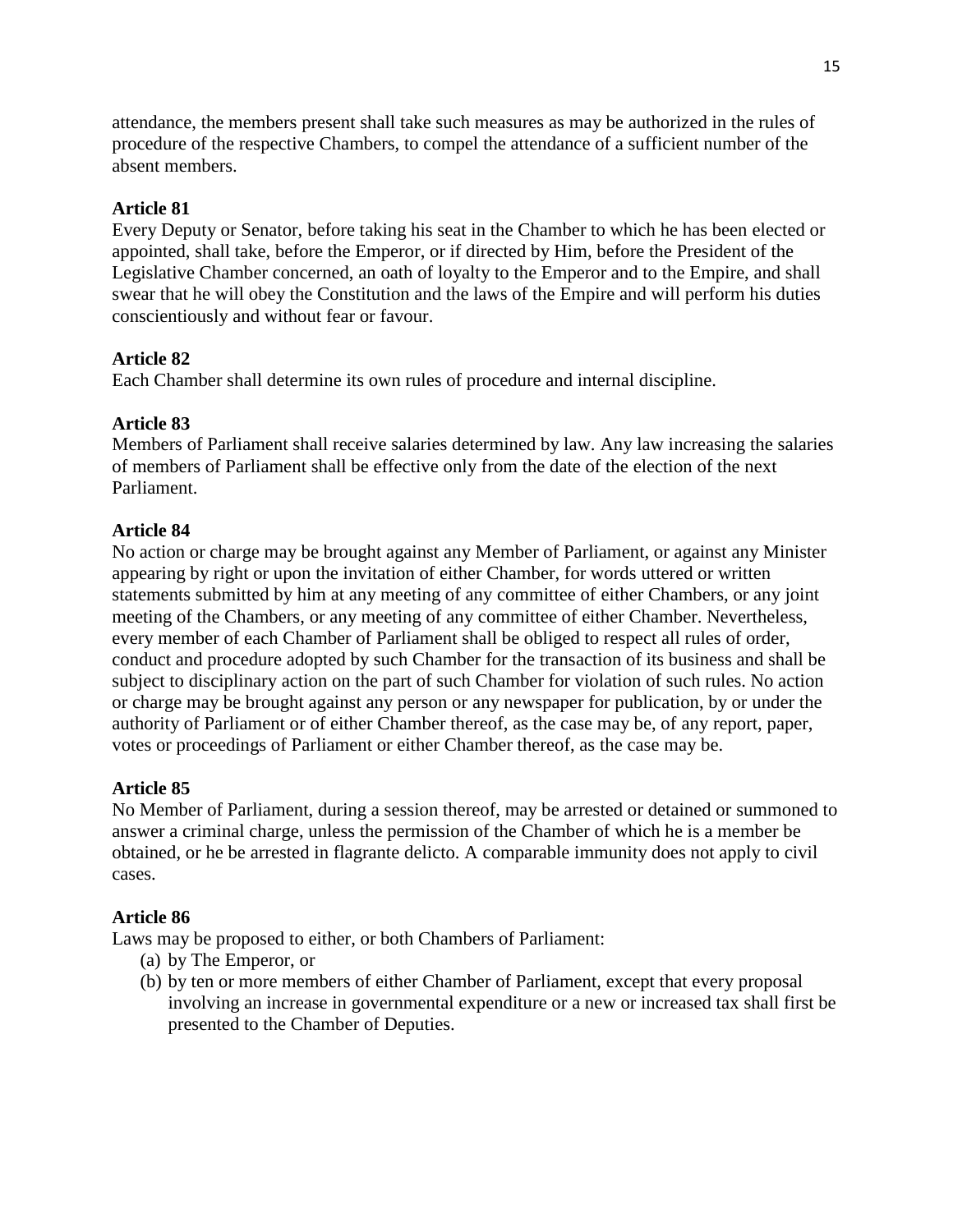attendance, the members present shall take such measures as may be authorized in the rules of procedure of the respective Chambers, to compel the attendance of a sufficient number of the absent members.

**Article 81**

Every Deputy or Senator, before taking his seat in the Chamber to which he has been elected or appointed, shall take, before the Emperor, or if directed by Him, before the President of the Legislative Chamber concerned, an oath of loyalty to the Emperor and to the Empire, and shall swear that he will obey the Constitution and the laws of the Empire and will perform his duties conscientiously and without fear or favour.

**Article 82**

Each Chamber shall determine its own rules of procedure and internal discipline.

**Article 83**

Members of Parliament shall receive salaries determined by law. Any law increasing the salaries of members of Parliament shall be effective only from the date of the election of the next Parliament.

**Article 84**

No action or charge may be brought against any Member of Parliament, or against any Minister appearing by right or upon the invitation of either Chamber, for words uttered or written statements submitted by him at any meeting of any committee of either Chambers, or any joint meeting of the Chambers, or any meeting of any committee of either Chamber. Nevertheless, every member of each Chamber of Parliament shall be obliged to respect all rules of order, conduct and procedure adopted by such Chamber for the transaction of its business and shall be subject to disciplinary action on the part of such Chamber for violation of such rules. No action or charge may be brought against any person or any newspaper for publication, by or under the authority of Parliament or of either Chamber thereof, as the case may be, of any report, paper, votes or proceedings of Parliament or either Chamber thereof, as the case may be.

**Article 85**

No Member of Parliament, during a session thereof, may be arrested or detained or summoned to answer a criminal charge, unless the permission of the Chamber of which he is a member be obtained, or he be arrested in flagrante delicto. A comparable immunity does not apply to civil cases.

**Article 86**

Laws may be proposed to either, or both Chambers of Parliament:

(a) by The Emperor, or

(b) by ten or more members of either Chamber of Parliament, except that every proposal involving an increase in governmental expenditure or a new or increased tax shall first be presented to the Chamber of Deputies.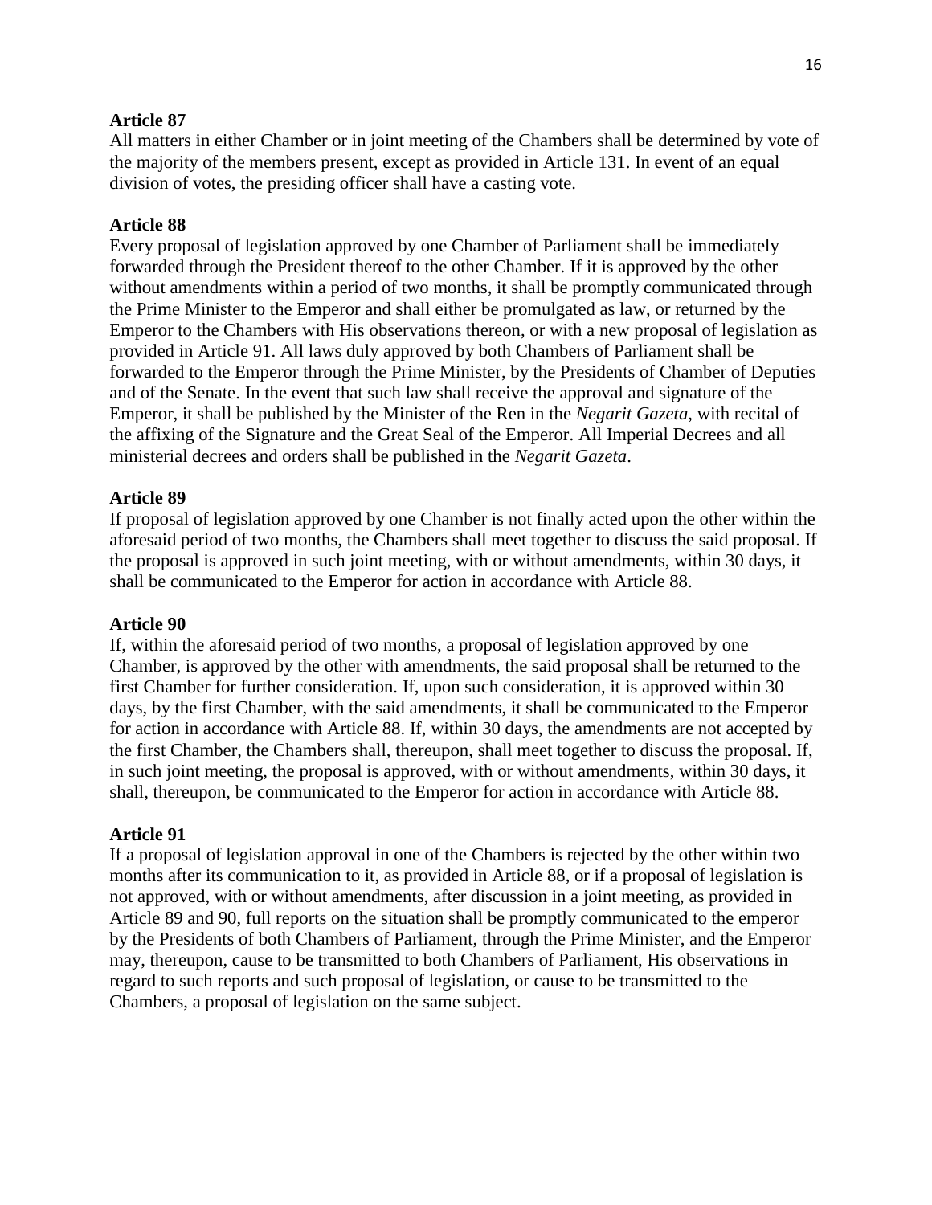**Article 87**

All matters in either Chamber or in joint meeting of the Chambers shall be determined by vote of the majority of the members present, except as provided in Article 131. In event of an equal division of votes, the presiding officer shall have a casting vote.

**Article 88**

Every proposal of legislation approved by one Chamber of Parliament shall be immediately forwarded through the President thereof to the other Chamber. If it is approved by the other without amendments within a period of two months, it shall be promptly communicated through the Prime Minister to the Emperor and shall either be promulgated as law, or returned by the Emperor to the Chambers with His observations thereon, or with a new proposal of legislation as provided in Article 91. All laws duly approved by both Chambers of Parliament shall be forwarded to the Emperor through the Prime Minister, by the Presidents of Chamber of Deputies and of the Senate. In the event that such law shall receive the approval and signature of the Emperor, it shall be published by the Minister of the Ren in the *Negarit Gazeta*, with recital of the affixing of the Signature and the Great Seal of the Emperor. All Imperial Decrees and all ministerial decrees and orders shall be published in the *Negarit Gazeta*.

**Article 89**

If proposal of legislation approved by one Chamber is not finally acted upon the other within the aforesaid period of two months, the Chambers shall meet together to discuss the said proposal. If the proposal is approved in such joint meeting, with or without amendments, within 30 days, it shall be communicated to the Emperor for action in accordance with Article 88.

**Article 90**

If, within the aforesaid period of two months, a proposal of legislation approved by one Chamber, is approved by the other with amendments, the said proposal shall be returned to the first Chamber for further consideration. If, upon such consideration, it is approved within 30 days, by the first Chamber, with the said amendments, it shall be communicated to the Emperor for action in accordance with Article 88. If, within 30 days, the amendments are not accepted by the first Chamber, the Chambers shall, thereupon, shall meet together to discuss the proposal. If, in such joint meeting, the proposal is approved, with or without amendments, within 30 days, it shall, thereupon, be communicated to the Emperor for action in accordance with Article 88.

**Article 91**

If a proposal of legislation approval in one of the Chambers is rejected by the other within two months after its communication to it, as provided in Article 88, or if a proposal of legislation is not approved, with or without amendments, after discussion in a joint meeting, as provided in Article 89 and 90, full reports on the situation shall be promptly communicated to the emperor by the Presidents of both Chambers of Parliament, through the Prime Minister, and the Emperor may, thereupon, cause to be transmitted to both Chambers of Parliament, His observations in regard to such reports and such proposal of legislation, or cause to be transmitted to the Chambers, a proposal of legislation on the same subject.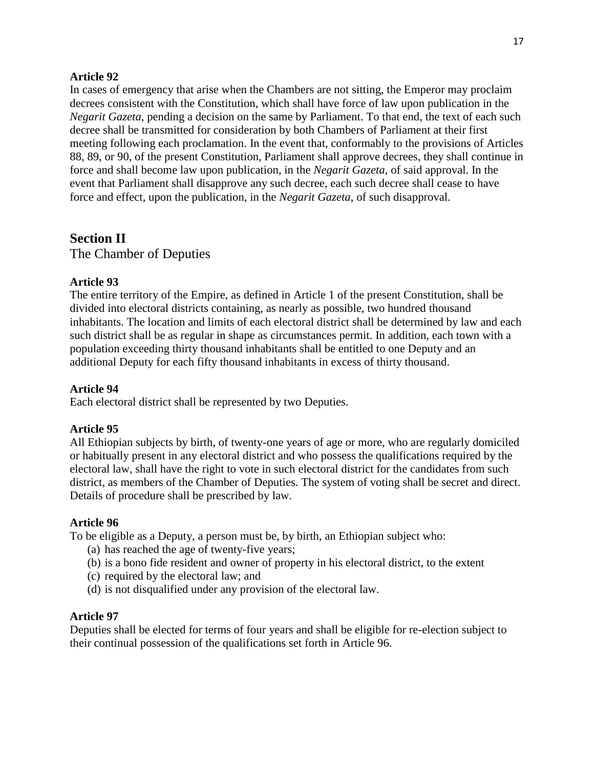**Article 92**

In cases of emergency that arise when the Chambers are not sitting, the Emperor may proclaim decrees consistent with the Constitution, which shall have force of law upon publication in the *Negarit Gazeta*, pending a decision on the same by Parliament. To that end, the text of each such decree shall be transmitted for consideration by both Chambers of Parliament at their first meeting following each proclamation. In the event that, conformably to the provisions of Articles 88, 89, or 90, of the present Constitution, Parliament shall approve decrees, they shall continue in force and shall become law upon publication, in the *Negarit Gazeta*, of said approval. In the event that Parliament shall disapprove any such decree, each such decree shall cease to have force and effect, upon the publication, in the *Negarit Gazeta*, of such disapproval.

## Section II

The Chamber of Deputies

**Article 93**

The entire territory of the Empire, as defined in Article 1 of the present Constitution, shall be divided into electoral districts containing, as nearly as possible, two hundred thousand inhabitants. The location and limits of each electoral district shall be determined by law and each such district shall be as regular in shape as circumstances permit. In addition, each town with a population exceeding thirty thousand inhabitants shall be entitled to one Deputy and an additional Deputy for each fifty thousand inhabitants in excess of thirty thousand.

**Article 94**

Each electoral district shall be represented by two Deputies.

**Article 95**

All Ethiopian subjects by birth, of twenty-one years of age or more, who are regularly domiciled or habitually present in any electoral district and who possess the qualifications required by the electoral law, shall have the right to vote in such electoral district for the candidates from such district, as members of the Chamber of Deputies. The system of voting shall be secret and direct. Details of procedure shall be prescribed by law.

**Article 96**

To be eligible as a Deputy, a person must be, by birth, an Ethiopian subject who:

(a) has reached the age of twenty-five years;
(b) is a bono fide resident and owner of property in his electoral district, to the extent
(c) required by the electoral law; and
(d) is not disqualified under any provision of the electoral law.

**Article 97**

Deputies shall be elected for terms of four years and shall be eligible for re-election subject to their continual possession of the qualifications set forth in Article 96.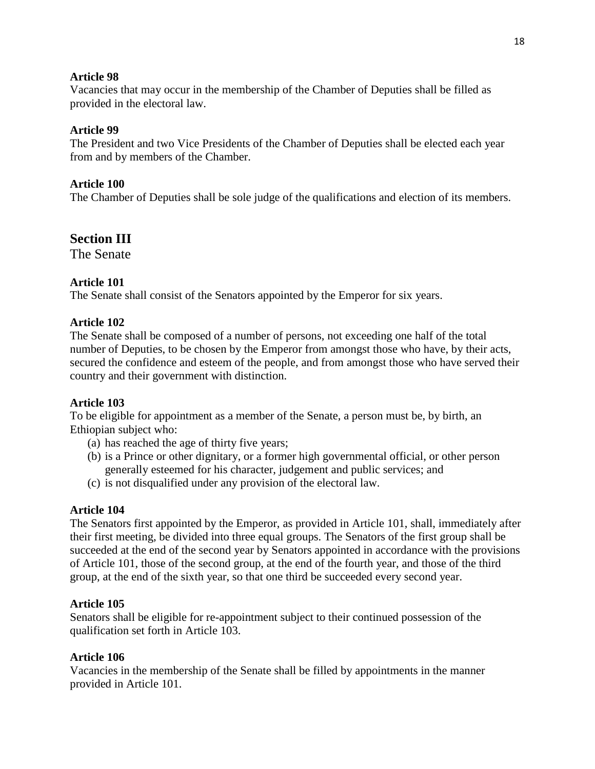**Article 98**
Vacancies that may occur in the membership of the Chamber of Deputies shall be filled as provided in the electoral law.

**Article 99**
The President and two Vice Presidents of the Chamber of Deputies shall be elected each year from and by members of the Chamber.

**Article 100**
The Chamber of Deputies shall be sole judge of the qualifications and election of its members.

## Section III
The Senate

**Article 101**
The Senate shall consist of the Senators appointed by the Emperor for six years.

**Article 102**
The Senate shall be composed of a number of persons, not exceeding one half of the total number of Deputies, to be chosen by the Emperor from amongst those who have, by their acts, secured the confidence and esteem of the people, and from amongst those who have served their country and their government with distinction.

**Article 103**
To be eligible for appointment as a member of the Senate, a person must be, by birth, an Ethiopian subject who:

(a) has reached the age of thirty five years;
(b) is a Prince or other dignitary, or a former high governmental official, or other person generally esteemed for his character, judgement and public services; and
(c) is not disqualified under any provision of the electoral law.

**Article 104**
The Senators first appointed by the Emperor, as provided in Article 101, shall, immediately after their first meeting, be divided into three equal groups. The Senators of the first group shall be succeeded at the end of the second year by Senators appointed in accordance with the provisions of Article 101, those of the second group, at the end of the fourth year, and those of the third group, at the end of the sixth year, so that one third be succeeded every second year.

**Article 105**
Senators shall be eligible for re-appointment subject to their continued possession of the qualification set forth in Article 103.

**Article 106**
Vacancies in the membership of the Senate shall be filled by appointments in the manner provided in Article 101.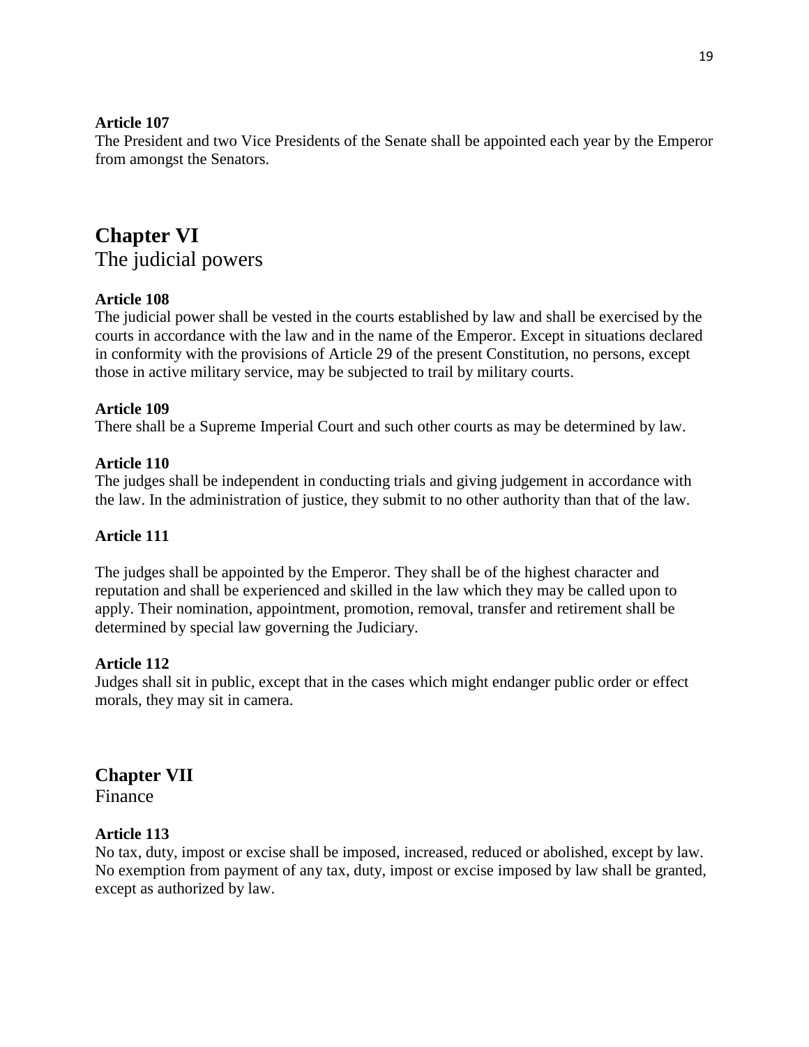**Article 107**
The President and two Vice Presidents of the Senate shall be appointed each year by the Emperor from amongst the Senators.

## Chapter VI
The judicial powers

**Article 108**
The judicial power shall be vested in the courts established by law and shall be exercised by the courts in accordance with the law and in the name of the Emperor. Except in situations declared in conformity with the provisions of Article 29 of the present Constitution, no persons, except those in active military service, may be subjected to trail by military courts.

**Article 109**
There shall be a Supreme Imperial Court and such other courts as may be determined by law.

**Article 110**
The judges shall be independent in conducting trials and giving judgement in accordance with the law. In the administration of justice, they submit to no other authority than that of the law.

**Article 111**

The judges shall be appointed by the Emperor. They shall be of the highest character and reputation and shall be experienced and skilled in the law which they may be called upon to apply. Their nomination, appointment, promotion, removal, transfer and retirement shall be determined by special law governing the Judiciary.

**Article 112**
Judges shall sit in public, except that in the cases which might endanger public order or effect morals, they may sit in camera.

## Chapter VII
Finance

**Article 113**
No tax, duty, impost or excise shall be imposed, increased, reduced or abolished, except by law. No exemption from payment of any tax, duty, impost or excise imposed by law shall be granted, except as authorized by law.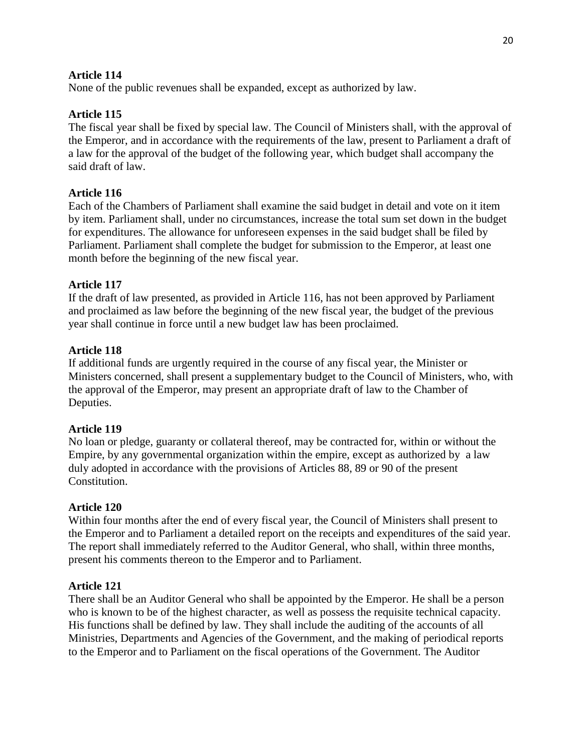**Article 114**
None of the public revenues shall be expanded, except as authorized by law.

**Article 115**
The fiscal year shall be fixed by special law. The Council of Ministers shall, with the approval of the Emperor, and in accordance with the requirements of the law, present to Parliament a draft of a law for the approval of the budget of the following year, which budget shall accompany the said draft of law.

**Article 116**
Each of the Chambers of Parliament shall examine the said budget in detail and vote on it item by item. Parliament shall, under no circumstances, increase the total sum set down in the budget for expenditures. The allowance for unforeseen expenses in the said budget shall be filed by Parliament. Parliament shall complete the budget for submission to the Emperor, at least one month before the beginning of the new fiscal year.

**Article 117**
If the draft of law presented, as provided in Article 116, has not been approved by Parliament and proclaimed as law before the beginning of the new fiscal year, the budget of the previous year shall continue in force until a new budget law has been proclaimed.

**Article 118**
If additional funds are urgently required in the course of any fiscal year, the Minister or Ministers concerned, shall present a supplementary budget to the Council of Ministers, who, with the approval of the Emperor, may present an appropriate draft of law to the Chamber of Deputies.

**Article 119**
No loan or pledge, guaranty or collateral thereof, may be contracted for, within or without the Empire, by any governmental organization within the empire, except as authorized by a law duly adopted in accordance with the provisions of Articles 88, 89 or 90 of the present Constitution.

**Article 120**
Within four months after the end of every fiscal year, the Council of Ministers shall present to the Emperor and to Parliament a detailed report on the receipts and expenditures of the said year. The report shall immediately referred to the Auditor General, who shall, within three months, present his comments thereon to the Emperor and to Parliament.

**Article 121**
There shall be an Auditor General who shall be appointed by the Emperor. He shall be a person who is known to be of the highest character, as well as possess the requisite technical capacity. His functions shall be defined by law. They shall include the auditing of the accounts of all Ministries, Departments and Agencies of the Government, and the making of periodical reports to the Emperor and to Parliament on the fiscal operations of the Government. The Auditor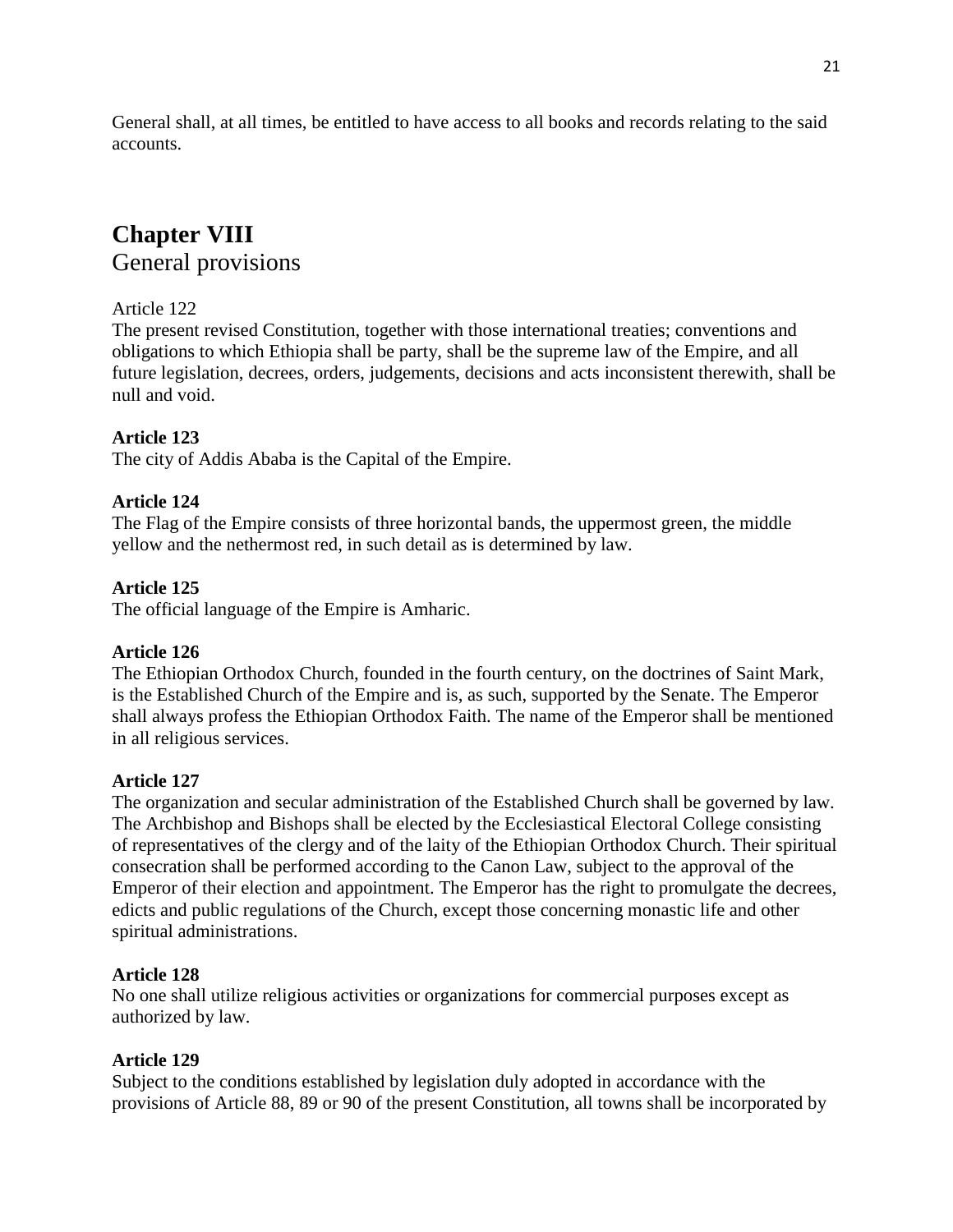General shall, at all times, be entitled to have access to all books and records relating to the said accounts.

## Chapter VIII
General provisions

Article 122
The present revised Constitution, together with those international treaties; conventions and obligations to which Ethiopia shall be party, shall be the supreme law of the Empire, and all future legislation, decrees, orders, judgements, decisions and acts inconsistent therewith, shall be null and void.

**Article 123**
The city of Addis Ababa is the Capital of the Empire.

**Article 124**
The Flag of the Empire consists of three horizontal bands, the uppermost green, the middle yellow and the nethermost red, in such detail as is determined by law.

**Article 125**
The official language of the Empire is Amharic.

**Article 126**
The Ethiopian Orthodox Church, founded in the fourth century, on the doctrines of Saint Mark, is the Established Church of the Empire and is, as such, supported by the Senate. The Emperor shall always profess the Ethiopian Orthodox Faith. The name of the Emperor shall be mentioned in all religious services.

**Article 127**
The organization and secular administration of the Established Church shall be governed by law. The Archbishop and Bishops shall be elected by the Ecclesiastical Electoral College consisting of representatives of the clergy and of the laity of the Ethiopian Orthodox Church. Their spiritual consecration shall be performed according to the Canon Law, subject to the approval of the Emperor of their election and appointment. The Emperor has the right to promulgate the decrees, edicts and public regulations of the Church, except those concerning monastic life and other spiritual administrations.

**Article 128**
No one shall utilize religious activities or organizations for commercial purposes except as authorized by law.

**Article 129**
Subject to the conditions established by legislation duly adopted in accordance with the provisions of Article 88, 89 or 90 of the present Constitution, all towns shall be incorporated by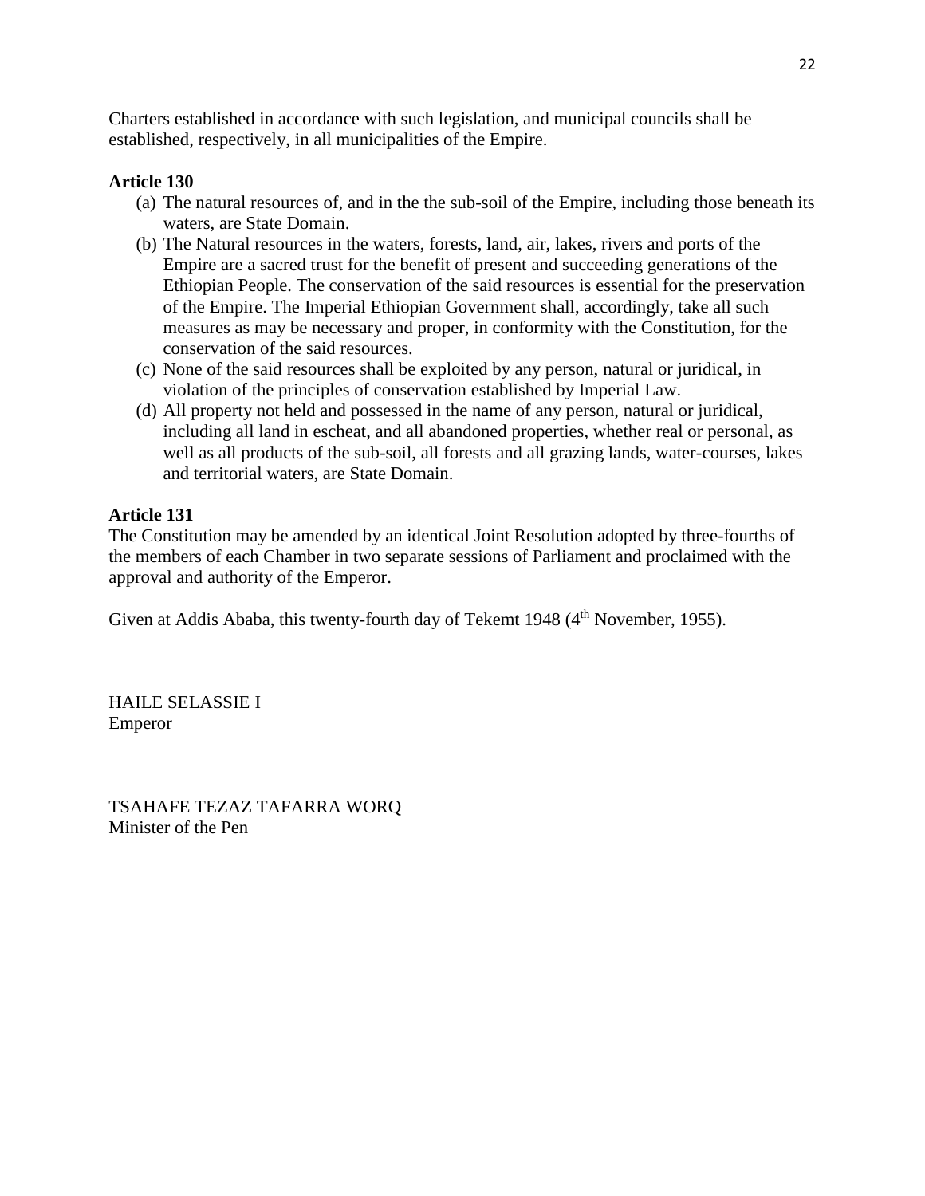Charters established in accordance with such legislation, and municipal councils shall be established, respectively, in all municipalities of the Empire.

**Article 130**

(a) The natural resources of, and in the the sub-soil of the Empire, including those beneath its waters, are State Domain.

(b) The Natural resources in the waters, forests, land, air, lakes, rivers and ports of the Empire are a sacred trust for the benefit of present and succeeding generations of the Ethiopian People. The conservation of the said resources is essential for the preservation of the Empire. The Imperial Ethiopian Government shall, accordingly, take all such measures as may be necessary and proper, in conformity with the Constitution, for the conservation of the said resources.

(c) None of the said resources shall be exploited by any person, natural or juridical, in violation of the principles of conservation established by Imperial Law.

(d) All property not held and possessed in the name of any person, natural or juridical, including all land in escheat, and all abandoned properties, whether real or personal, as well as all products of the sub-soil, all forests and all grazing lands, water-courses, lakes and territorial waters, are State Domain.

**Article 131**

The Constitution may be amended by an identical Joint Resolution adopted by three-fourths of the members of each Chamber in two separate sessions of Parliament and proclaimed with the approval and authority of the Emperor.

Given at Addis Ababa, this twenty-fourth day of Tekemt 1948 (4th November, 1955).

HAILE SELASSIE I
Emperor

TSAHAFE TEZAZ TAFARRA WORQ
Minister of the Pen